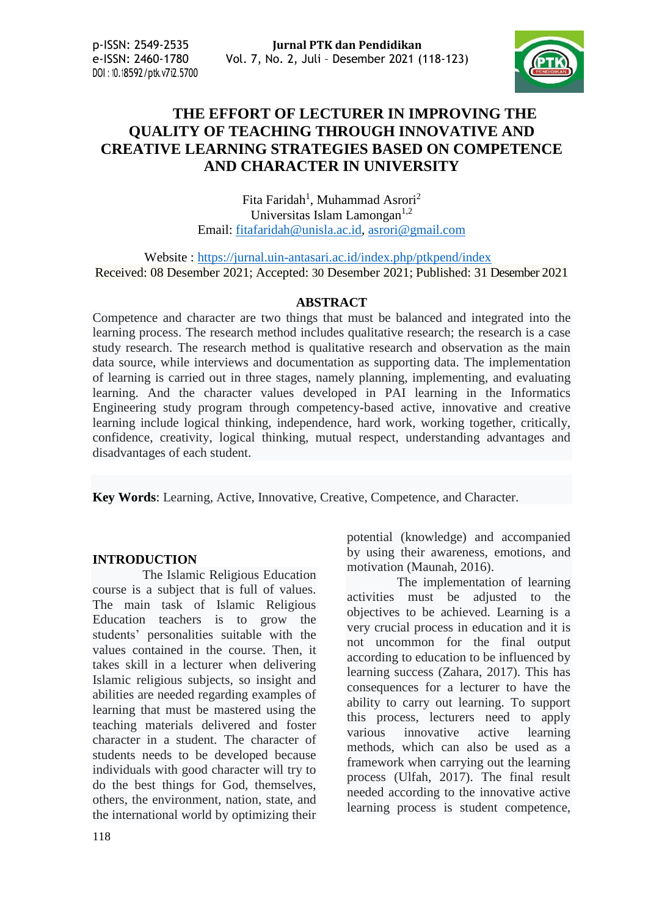p-ISSN: 2549-2535
e-ISSN: 2460-1780
DOI : 10.18592/ptk.v7i2.5700

# THE EFFORT OF LECTURER IN IMPROVING THE QUALITY OF TEACHING THROUGH INNOVATIVE AND CREATIVE LEARNING STRATEGIES BASED ON COMPETENCE AND CHARACTER IN UNIVERSITY

Fita Faridah[1], Muhammad Asrori[2]
Universitas Islam Lamongan[1,2]
Email: fitafaridah@unisla.ac.id, asrori@gmail.com

Website : https://jurnal.uin-antasari.ac.id/index.php/ptkpend/index
Received: 08 Desember 2021; Accepted: 30 Desember 2021; Published: 31 Desember 2021

## ABSTRACT

Competence and character are two things that must be balanced and integrated into the learning process. The research method includes qualitative research; the research is a case study research. The research method is qualitative research and observation as the main data source, while interviews and documentation as supporting data. The implementation of learning is carried out in three stages, namely planning, implementing, and evaluating learning. And the character values developed in PAI learning in the Informatics Engineering study program through competency-based active, innovative and creative learning include logical thinking, independence, hard work, working together, critically, confidence, creativity, logical thinking, mutual respect, understanding advantages and disadvantages of each student.

**Key Words**: Learning, Active, Innovative, Creative, Competence, and Character.

## INTRODUCTION

The Islamic Religious Education course is a subject that is full of values. The main task of Islamic Religious Education teachers is to grow the students' personalities suitable with the values contained in the course. Then, it takes skill in a lecturer when delivering Islamic religious subjects, so insight and abilities are needed regarding examples of learning that must be mastered using the teaching materials delivered and foster character in a student. The character of students needs to be developed because individuals with good character will try to do the best things for God, themselves, others, the environment, nation, state, and the international world by optimizing their potential (knowledge) and accompanied by using their awareness, emotions, and motivation (Maunah, 2016).

The implementation of learning activities must be adjusted to the objectives to be achieved. Learning is a very crucial process in education and it is not uncommon for the final output according to education to be influenced by learning success (Zahara, 2017). This has consequences for a lecturer to have the ability to carry out learning. To support this process, lecturers need to apply various innovative active learning methods, which can also be used as a framework when carrying out the learning process (Ulfah, 2017). The final result needed according to the innovative active learning process is student competence,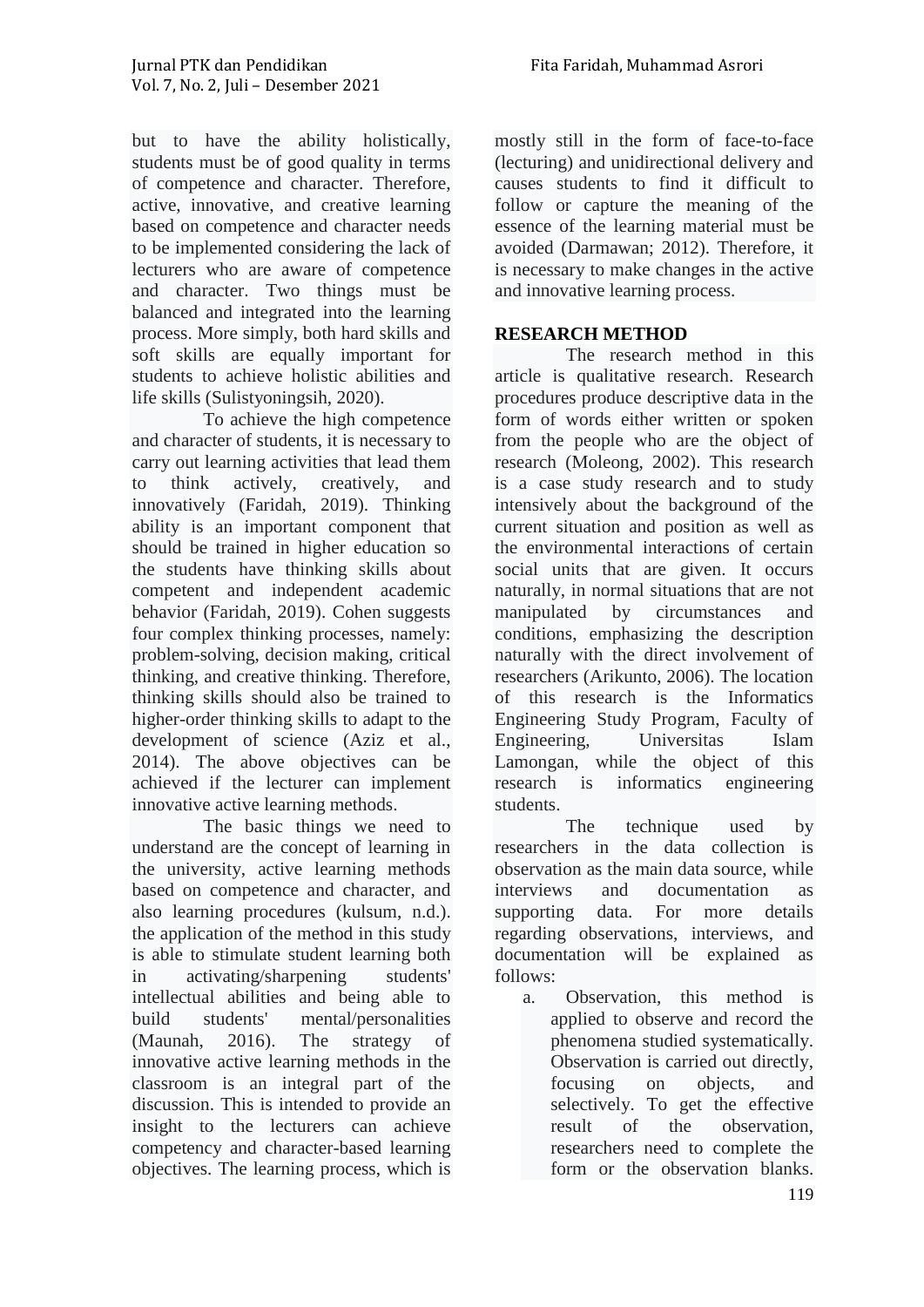but to have the ability holistically, students must be of good quality in terms of competence and character. Therefore, active, innovative, and creative learning based on competence and character needs to be implemented considering the lack of lecturers who are aware of competence and character. Two things must be balanced and integrated into the learning process. More simply, both hard skills and soft skills are equally important for students to achieve holistic abilities and life skills (Sulistyoningsih, 2020).

To achieve the high competence and character of students, it is necessary to carry out learning activities that lead them to think actively, creatively, and innovatively (Faridah, 2019). Thinking ability is an important component that should be trained in higher education so the students have thinking skills about competent and independent academic behavior (Faridah, 2019). Cohen suggests four complex thinking processes, namely: problem-solving, decision making, critical thinking, and creative thinking. Therefore, thinking skills should also be trained to higher-order thinking skills to adapt to the development of science (Aziz et al., 2014). The above objectives can be achieved if the lecturer can implement innovative active learning methods.

The basic things we need to understand are the concept of learning in the university, active learning methods based on competence and character, and also learning procedures (kulsum, n.d.). the application of the method in this study is able to stimulate student learning both in activating/sharpening students' intellectual abilities and being able to build students' mental/personalities (Maunah, 2016). The strategy of innovative active learning methods in the classroom is an integral part of the discussion. This is intended to provide an insight to the lecturers can achieve competency and character-based learning objectives. The learning process, which is mostly still in the form of face-to-face (lecturing) and unidirectional delivery and causes students to find it difficult to follow or capture the meaning of the essence of the learning material must be avoided (Darmawan; 2012). Therefore, it is necessary to make changes in the active and innovative learning process.

## RESEARCH METHOD

The research method in this article is qualitative research. Research procedures produce descriptive data in the form of words either written or spoken from the people who are the object of research (Moleong, 2002). This research is a case study research and to study intensively about the background of the current situation and position as well as the environmental interactions of certain social units that are given. It occurs naturally, in normal situations that are not manipulated by circumstances and conditions, emphasizing the description naturally with the direct involvement of researchers (Arikunto, 2006). The location of this research is the Informatics Engineering Study Program, Faculty of Engineering, Universitas Islam Lamongan, while the object of this research is informatics engineering students.

The technique used by researchers in the data collection is observation as the main data source, while interviews and documentation as supporting data. For more details regarding observations, interviews, and documentation will be explained as follows:

a. Observation, this method is applied to observe and record the phenomena studied systematically. Observation is carried out directly, focusing on objects, and selectively. To get the effective result of the observation, researchers need to complete the form or the observation blanks.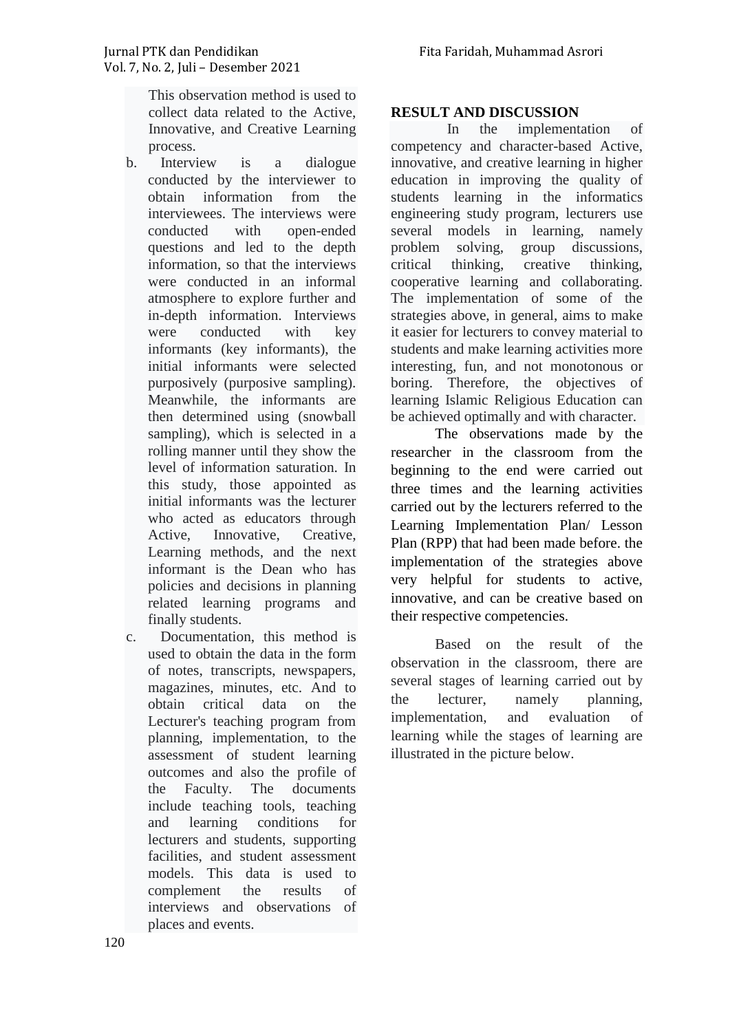This observation method is used to collect data related to the Active, Innovative, and Creative Learning process.

b. Interview is a dialogue conducted by the interviewer to obtain information from the interviewees. The interviews were conducted with open-ended questions and led to the depth information, so that the interviews were conducted in an informal atmosphere to explore further and in-depth information. Interviews were conducted with key informants (key informants), the initial informants were selected purposively (purposive sampling). Meanwhile, the informants are then determined using (snowball sampling), which is selected in a rolling manner until they show the level of information saturation. In this study, those appointed as initial informants was the lecturer who acted as educators through Active, Innovative, Creative, Learning methods, and the next informant is the Dean who has policies and decisions in planning related learning programs and finally students.

c. Documentation, this method is used to obtain the data in the form of notes, transcripts, newspapers, magazines, minutes, etc. And to obtain critical data on the Lecturer's teaching program from planning, implementation, to the assessment of student learning outcomes and also the profile of the Faculty. The documents include teaching tools, teaching and learning conditions for lecturers and students, supporting facilities, and student assessment models. This data is used to complement the results of interviews and observations of places and events.

## RESULT AND DISCUSSION

In the implementation of competency and character-based Active, innovative, and creative learning in higher education in improving the quality of students learning in the informatics engineering study program, lecturers use several models in learning, namely problem solving, group discussions, critical thinking, creative thinking, cooperative learning and collaborating. The implementation of some of the strategies above, in general, aims to make it easier for lecturers to convey material to students and make learning activities more interesting, fun, and not monotonous or boring. Therefore, the objectives of learning Islamic Religious Education can be achieved optimally and with character.

The observations made by the researcher in the classroom from the beginning to the end were carried out three times and the learning activities carried out by the lecturers referred to the Learning Implementation Plan/ Lesson Plan (RPP) that had been made before. the implementation of the strategies above very helpful for students to active, innovative, and can be creative based on their respective competencies.

Based on the result of the observation in the classroom, there are several stages of learning carried out by the lecturer, namely planning, implementation, and evaluation of learning while the stages of learning are illustrated in the picture below.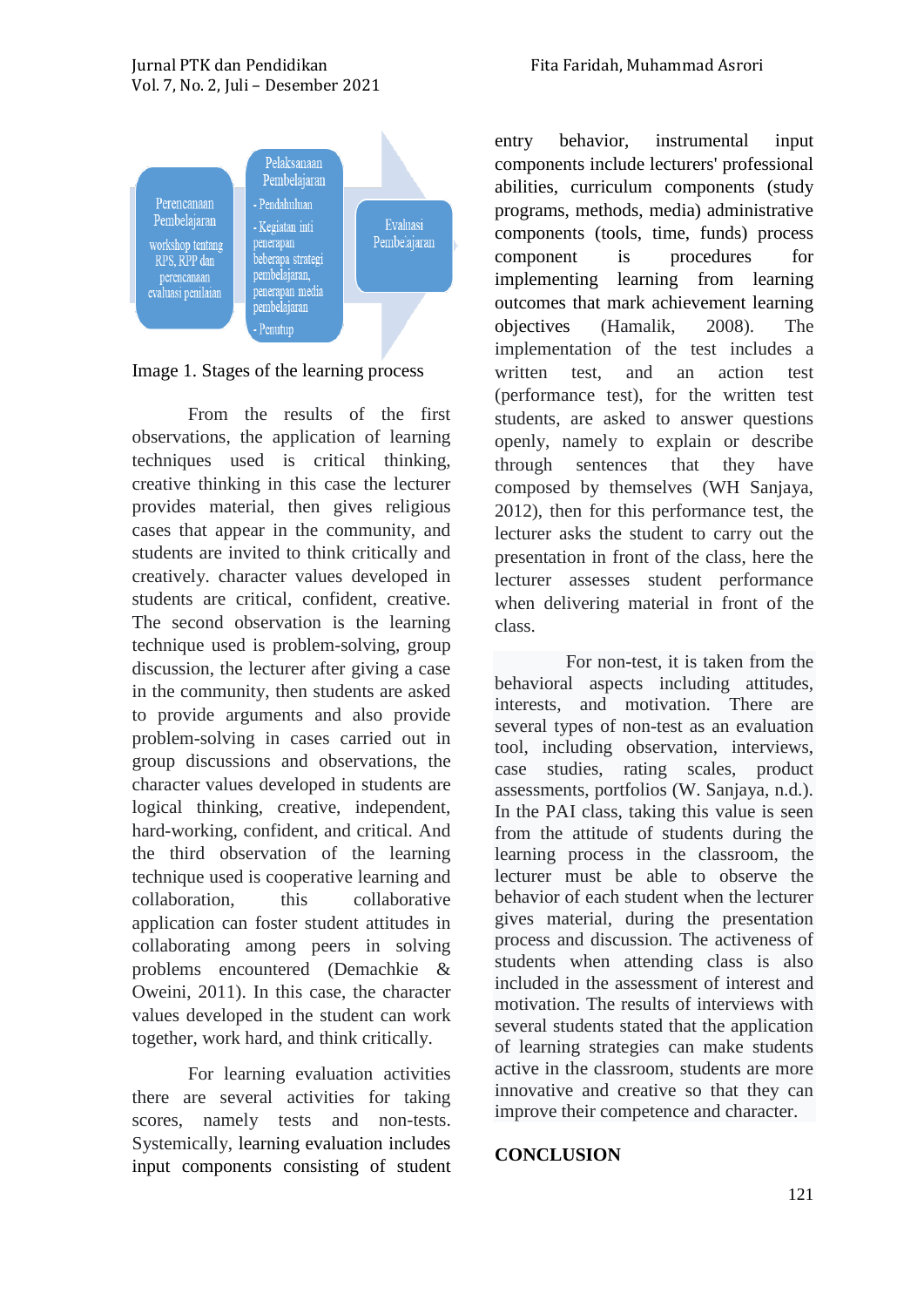Image 1. Stages of the learning process

From the results of the first observations, the application of learning techniques used is critical thinking, creative thinking in this case the lecturer provides material, then gives religious cases that appear in the community, and students are invited to think critically and creatively. character values developed in students are critical, confident, creative. The second observation is the learning technique used is problem-solving, group discussion, the lecturer after giving a case in the community, then students are asked to provide arguments and also provide problem-solving in cases carried out in group discussions and observations, the character values developed in students are logical thinking, creative, independent, hard-working, confident, and critical. And the third observation of the learning technique used is cooperative learning and collaboration, this collaborative application can foster student attitudes in collaborating among peers in solving problems encountered (Demachkie & Oweini, 2011). In this case, the character values developed in the student can work together, work hard, and think critically.

For learning evaluation activities there are several activities for taking scores, namely tests and non-tests. Systemically, learning evaluation includes input components consisting of student entry behavior, instrumental input components include lecturers' professional abilities, curriculum components (study programs, methods, media) administrative components (tools, time, funds) process component is procedures for implementing learning from learning outcomes that mark achievement learning objectives (Hamalik, 2008). The implementation of the test includes a written test, and an action test (performance test), for the written test students, are asked to answer questions openly, namely to explain or describe through sentences that they have composed by themselves (WH Sanjaya, 2012), then for this performance test, the lecturer asks the student to carry out the presentation in front of the class, here the lecturer assesses student performance when delivering material in front of the class.

For non-test, it is taken from the behavioral aspects including attitudes, interests, and motivation. There are several types of non-test as an evaluation tool, including observation, interviews, case studies, rating scales, product assessments, portfolios (W. Sanjaya, n.d.). In the PAI class, taking this value is seen from the attitude of students during the learning process in the classroom, the lecturer must be able to observe the behavior of each student when the lecturer gives material, during the presentation process and discussion. The activeness of students when attending class is also included in the assessment of interest and motivation. The results of interviews with several students stated that the application of learning strategies can make students active in the classroom, students are more innovative and creative so that they can improve their competence and character.

## CONCLUSION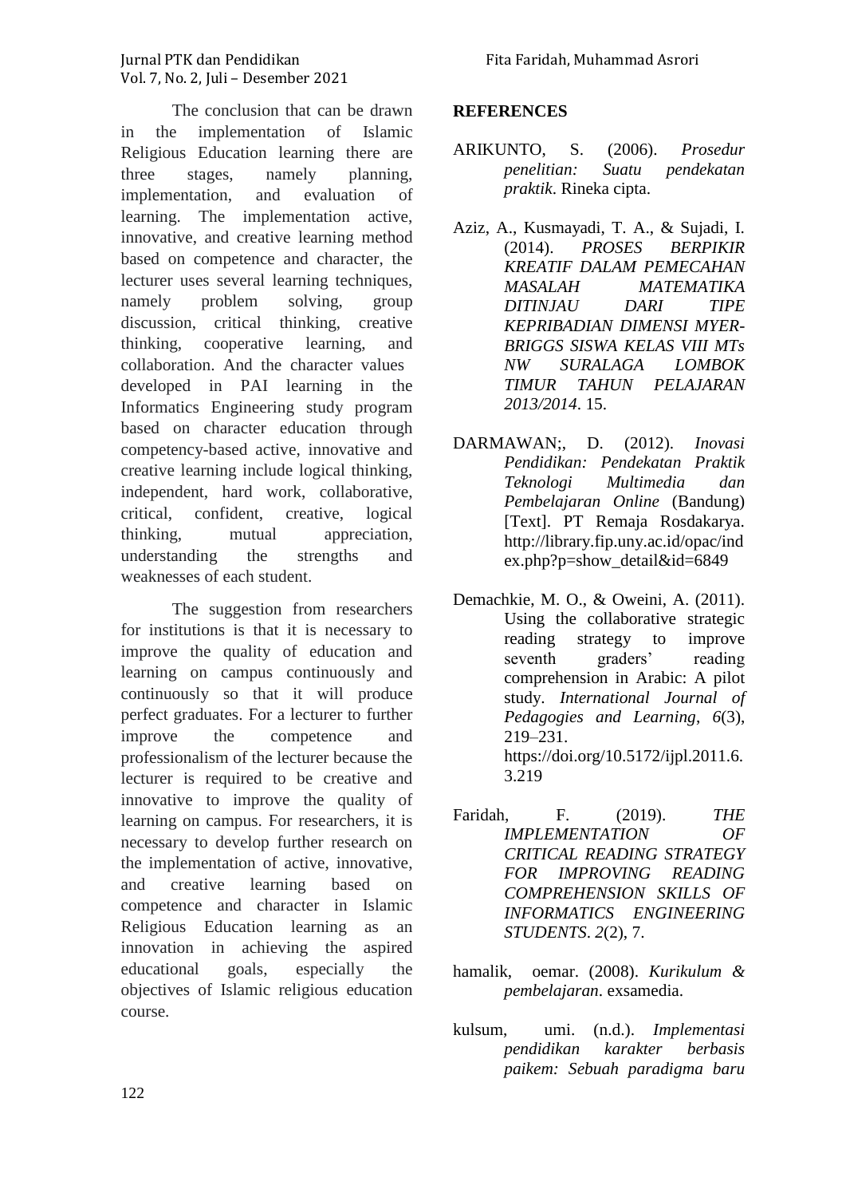The conclusion that can be drawn in the implementation of Islamic Religious Education learning there are three stages, namely planning, implementation, and evaluation of learning. The implementation active, innovative, and creative learning method based on competence and character, the lecturer uses several learning techniques, namely problem solving, group discussion, critical thinking, creative thinking, cooperative learning, and collaboration. And the character values developed in PAI learning in the Informatics Engineering study program based on character education through competency-based active, innovative and creative learning include logical thinking, independent, hard work, collaborative, critical, confident, creative, logical thinking, mutual appreciation, understanding the strengths and weaknesses of each student.

The suggestion from researchers for institutions is that it is necessary to improve the quality of education and learning on campus continuously and continuously so that it will produce perfect graduates. For a lecturer to further improve the competence and professionalism of the lecturer because the lecturer is required to be creative and innovative to improve the quality of learning on campus. For researchers, it is necessary to develop further research on the implementation of active, innovative, and creative learning based on competence and character in Islamic Religious Education learning as an innovation in achieving the aspired educational goals, especially the objectives of Islamic religious education course.

## REFERENCES

ARIKUNTO, S. (2006). *Prosedur penelitian: Suatu pendekatan praktik*. Rineka cipta.

Aziz, A., Kusmayadi, T. A., & Sujadi, I. (2014). *PROSES BERPIKIR KREATIF DALAM PEMECAHAN MASALAH MATEMATIKA DITINJAU DARI TIPE KEPRIBADIAN DIMENSI MYER-BRIGGS SISWA KELAS VIII MTs NW SURALAGA LOMBOK TIMUR TAHUN PELAJARAN 2013/2014*. 15.

DARMAWAN;, D. (2012). *Inovasi Pendidikan: Pendekatan Praktik Teknologi Multimedia dan Pembelajaran Online* (Bandung) [Text]. PT Remaja Rosdakarya. http://library.fip.uny.ac.id/opac/index.php?p=show_detail&id=6849

Demachkie, M. O., & Oweini, A. (2011). Using the collaborative strategic reading strategy to improve seventh graders' reading comprehension in Arabic: A pilot study. *International Journal of Pedagogies and Learning*, *6*(3), 219–231. https://doi.org/10.5172/ijpl.2011.6.3.219

Faridah, F. (2019). *THE IMPLEMENTATION OF CRITICAL READING STRATEGY FOR IMPROVING READING COMPREHENSION SKILLS OF INFORMATICS ENGINEERING STUDENTS*. *2*(2), 7.

hamalik, oemar. (2008). *Kurikulum & pembelajaran*. exsamedia.

kulsum, umi. (n.d.). *Implementasi pendidikan karakter berbasis paikem: Sebuah paradigma baru*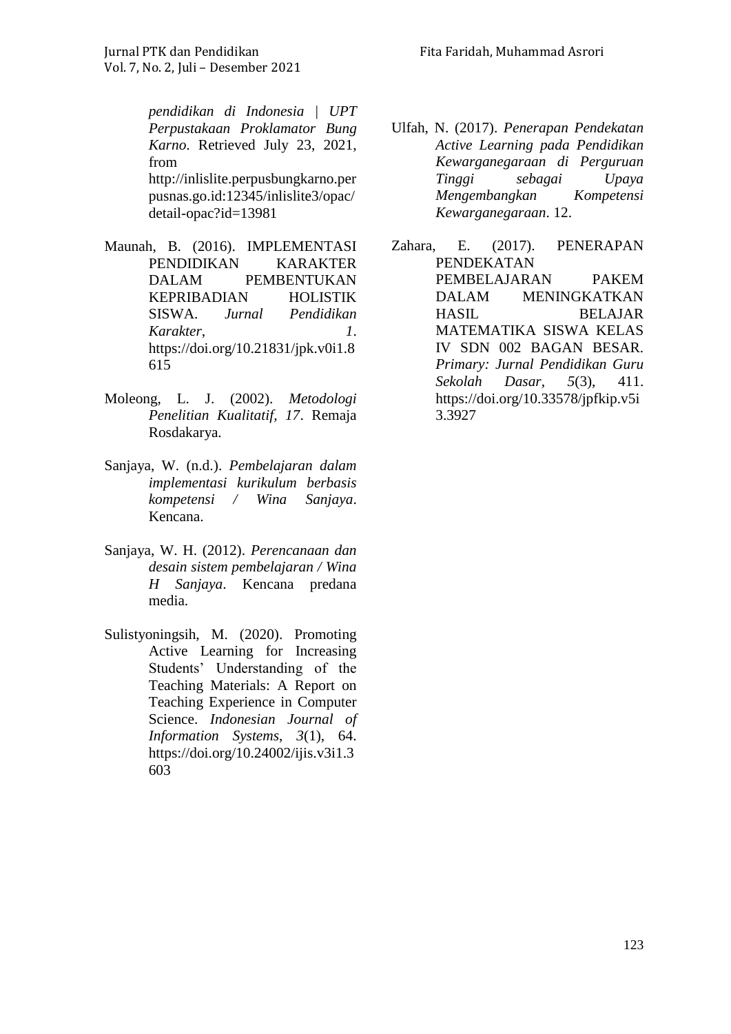*pendidikan di Indonesia | UPT Perpustakaan Proklamator Bung Karno*. Retrieved July 23, 2021, from http://inlislite.perpusbungkarno.perpusnas.go.id:12345/inlislite3/opac/detail-opac?id=13981

Maunah, B. (2016). IMPLEMENTASI PENDIDIKAN KARAKTER DALAM PEMBENTUKAN KEPRIBADIAN HOLISTIK SISWA. *Jurnal Pendidikan Karakter*, *1*. https://doi.org/10.21831/jpk.v0i1.8615

Moleong, L. J. (2002). *Metodologi Penelitian Kualitatif*, *17*. Remaja Rosdakarya.

Sanjaya, W. (n.d.). *Pembelajaran dalam implementasi kurikulum berbasis kompetensi / Wina Sanjaya*. Kencana.

Sanjaya, W. H. (2012). *Perencanaan dan desain sistem pembelajaran / Wina H Sanjaya*. Kencana predana media.

Sulistyoningsih, M. (2020). Promoting Active Learning for Increasing Students' Understanding of the Teaching Materials: A Report on Teaching Experience in Computer Science. *Indonesian Journal of Information Systems*, *3*(1), 64. https://doi.org/10.24002/ijis.v3i1.3603

Ulfah, N. (2017). *Penerapan Pendekatan Active Learning pada Pendidikan Kewarganegaraan di Perguruan Tinggi sebagai Upaya Mengembangkan Kompetensi Kewarganegaraan*. 12.

Zahara, E. (2017). PENERAPAN PENDEKATAN PEMBELAJARAN PAKEM DALAM MENINGKATKAN HASIL BELAJAR MATEMATIKA SISWA KELAS IV SDN 002 BAGAN BESAR. *Primary: Jurnal Pendidikan Guru Sekolah Dasar*, *5*(3), 411. https://doi.org/10.33578/jpfkip.v5i3.3927